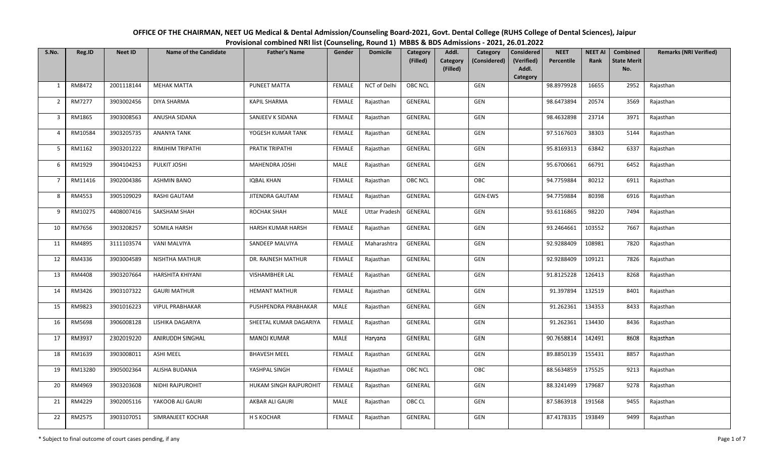# OFFICE OF THE CHAIRMAN, NEET UG Medical & Dental Admission/Counseling Board-2021, Govt. Dental College (RUHS College of Dental Sciences), Jaipur

## Provisional combined NRI list (Counseling, Round 1) MBBS & BDS Admissions - 2021, 26.01.2022

| S.No. | Reg.ID | Neet ID | Name of the Candidate | Father's Name | Gender | Domicile | Category (Filled) | Addl. Category (Filled) | Category (Considered) | Considered (Verified) Addl. Category | NEET Percentile | NEET AI Rank | Combined State Merit No. | Remarks (NRI Verified) |
|---|---|---|---|---|---|---|---|---|---|---|---|---|---|---|
| 1 | RM8472 | 2001118144 | MEHAK MATTA | PUNEET MATTA | FEMALE | NCT of Delhi | OBC NCL | | GEN | | 98.8979928 | 16655 | 2952 | Rajasthan |
| 2 | RM7277 | 3903002456 | DIYA SHARMA | KAPIL SHARMA | FEMALE | Rajasthan | GENERAL | | GEN | | 98.6473894 | 20574 | 3569 | Rajasthan |
| 3 | RM1865 | 3903008563 | ANUSHA SIDANA | SANJEEV K SIDANA | FEMALE | Rajasthan | GENERAL | | GEN | | 98.4632898 | 23714 | 3971 | Rajasthan |
| 4 | RM10584 | 3903205735 | ANANYA TANK | YOGESH KUMAR TANK | FEMALE | Rajasthan | GENERAL | | GEN | | 97.5167603 | 38303 | 5144 | Rajasthan |
| 5 | RM1162 | 3903201222 | RIMJHIM TRIPATHI | PRATIK TRIPATHI | FEMALE | Rajasthan | GENERAL | | GEN | | 95.8169313 | 63842 | 6337 | Rajasthan |
| 6 | RM1929 | 3904104253 | PULKIT JOSHI | MAHENDRA JOSHI | MALE | Rajasthan | GENERAL | | GEN | | 95.6700661 | 66791 | 6452 | Rajasthan |
| 7 | RM11416 | 3902004386 | ASHMIN BANO | IQBAL KHAN | FEMALE | Rajasthan | OBC NCL | | OBC | | 94.7759884 | 80212 | 6911 | Rajasthan |
| 8 | RM4553 | 3905109029 | RASHI GAUTAM | JITENDRA GAUTAM | FEMALE | Rajasthan | GENERAL | | GEN-EWS | | 94.7759884 | 80398 | 6916 | Rajasthan |
| 9 | RM10275 | 4408007416 | SAKSHAM SHAH | ROCHAK SHAH | MALE | Uttar Pradesh | GENERAL | | GEN | | 93.6116865 | 98220 | 7494 | Rajasthan |
| 10 | RM7656 | 3903208257 | SOMILA HARSH | HARSH KUMAR HARSH | FEMALE | Rajasthan | GENERAL | | GEN | | 93.2464661 | 103552 | 7667 | Rajasthan |
| 11 | RM4895 | 3111103574 | VANI MALVIYA | SANDEEP MALVIYA | FEMALE | Maharashtra | GENERAL | | GEN | | 92.9288409 | 108981 | 7820 | Rajasthan |
| 12 | RM4336 | 3903004589 | NISHTHA MATHUR | DR. RAJNESH MATHUR | FEMALE | Rajasthan | GENERAL | | GEN | | 92.9288409 | 109121 | 7826 | Rajasthan |
| 13 | RM4408 | 3903207664 | HARSHITA KHIYANI | VISHAMBHER LAL | FEMALE | Rajasthan | GENERAL | | GEN | | 91.8125228 | 126413 | 8268 | Rajasthan |
| 14 | RM3426 | 3903107322 | GAURI MATHUR | HEMANT MATHUR | FEMALE | Rajasthan | GENERAL | | GEN | | 91.397894 | 132519 | 8401 | Rajasthan |
| 15 | RM9823 | 3901016223 | VIPUL PRABHAKAR | PUSHPENDRA PRABHAKAR | MALE | Rajasthan | GENERAL | | GEN | | 91.262361 | 134353 | 8433 | Rajasthan |
| 16 | RM5698 | 3906008128 | LISHIKA DAGARIYA | SHEETAL KUMAR DAGARIYA | FEMALE | Rajasthan | GENERAL | | GEN | | 91.262361 | 134430 | 8436 | Rajasthan |
| 17 | RM3937 | 2302019220 | ANIRUDDH SINGHAL | MANOJ KUMAR | MALE | Haryana | GENERAL | | GEN | | 90.7658814 | 142491 | 8608 | Rajasthan |
| 18 | RM1639 | 3903008011 | ASHI MEEL | BHAVESH MEEL | FEMALE | Rajasthan | GENERAL | | GEN | | 89.8850139 | 155431 | 8857 | Rajasthan |
| 19 | RM13280 | 3905002364 | ALISHA BUDANIA | YASHPAL SINGH | FEMALE | Rajasthan | OBC NCL | | OBC | | 88.5634859 | 175525 | 9213 | Rajasthan |
| 20 | RM4969 | 3903203608 | NIDHI RAJPUROHIT | HUKAM SINGH RAJPUROHIT | FEMALE | Rajasthan | GENERAL | | GEN | | 88.3241499 | 179687 | 9278 | Rajasthan |
| 21 | RM4229 | 3902005116 | YAKOOB ALI GAURI | AKBAR ALI GAURI | MALE | Rajasthan | OBC CL | | GEN | | 87.5863918 | 191568 | 9455 | Rajasthan |
| 22 | RM2575 | 3903107051 | SIMRANJEET KOCHAR | H S KOCHAR | FEMALE | Rajasthan | GENERAL | | GEN | | 87.4178335 | 193849 | 9499 | Rajasthan |

\* Subject to final outcome of court cases pending, if any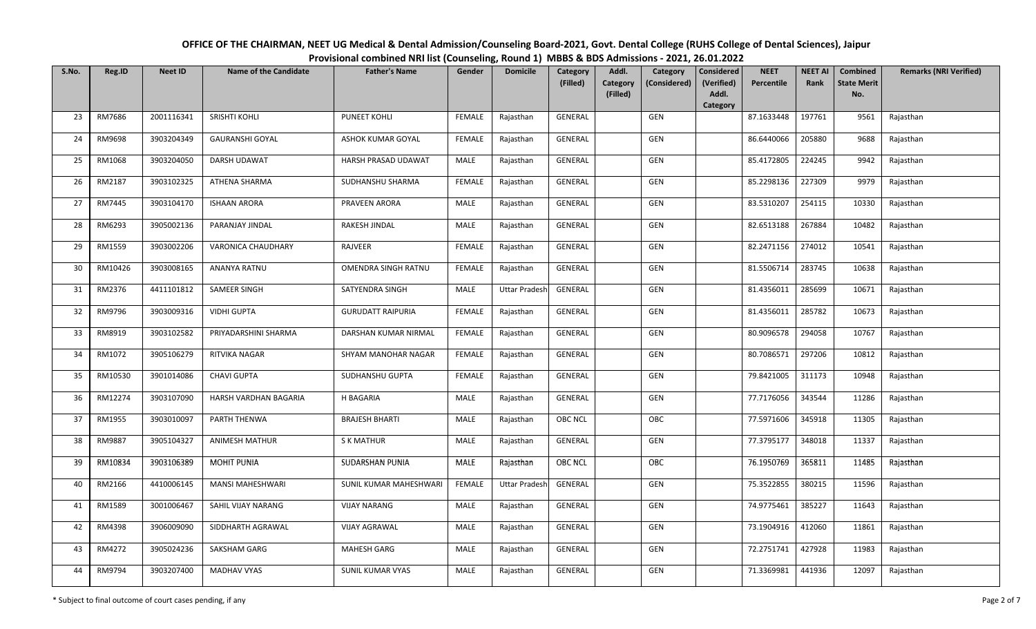# OFFICE OF THE CHAIRMAN, NEET UG Medical & Dental Admission/Counseling Board-2021, Govt. Dental College (RUHS College of Dental Sciences), Jaipur

## Provisional combined NRI list (Counseling, Round 1) MBBS & BDS Admissions - 2021, 26.01.2022

| S.No. | Reg.ID | Neet ID | Name of the Candidate | Father's Name | Gender | Domicile | Category (Filled) | Addl. Category (Filled) | Category (Considered) | Considered (Verified) Addl. Category | NEET Percentile | NEET AI Rank | Combined State Merit No. | Remarks (NRI Verified) |
|---|---|---|---|---|---|---|---|---|---|---|---|---|---|---|
| 23 | RM7686 | 2001116341 | SRISHTI KOHLI | PUNEET KOHLI | FEMALE | Rajasthan | GENERAL | | GEN | | 87.1633448 | 197761 | 9561 | Rajasthan |
| 24 | RM9698 | 3903204349 | GAURANSHI GOYAL | ASHOK KUMAR GOYAL | FEMALE | Rajasthan | GENERAL | | GEN | | 86.6440066 | 205880 | 9688 | Rajasthan |
| 25 | RM1068 | 3903204050 | DARSH UDAWAT | HARSH PRASAD UDAWAT | MALE | Rajasthan | GENERAL | | GEN | | 85.4172805 | 224245 | 9942 | Rajasthan |
| 26 | RM2187 | 3903102325 | ATHENA SHARMA | SUDHANSHU SHARMA | FEMALE | Rajasthan | GENERAL | | GEN | | 85.2298136 | 227309 | 9979 | Rajasthan |
| 27 | RM7445 | 3903104170 | ISHAAN ARORA | PRAVEEN ARORA | MALE | Rajasthan | GENERAL | | GEN | | 83.5310207 | 254115 | 10330 | Rajasthan |
| 28 | RM6293 | 3905002136 | PARANJAY JINDAL | RAKESH JINDAL | MALE | Rajasthan | GENERAL | | GEN | | 82.6513188 | 267884 | 10482 | Rajasthan |
| 29 | RM1559 | 3903002206 | VARONICA CHAUDHARY | RAJVEER | FEMALE | Rajasthan | GENERAL | | GEN | | 82.2471156 | 274012 | 10541 | Rajasthan |
| 30 | RM10426 | 3903008165 | ANANYA RATNU | OMENDRA SINGH RATNU | FEMALE | Rajasthan | GENERAL | | GEN | | 81.5506714 | 283745 | 10638 | Rajasthan |
| 31 | RM2376 | 4411101812 | SAMEER SINGH | SATYENDRA SINGH | MALE | Uttar Pradesh | GENERAL | | GEN | | 81.4356011 | 285699 | 10671 | Rajasthan |
| 32 | RM9796 | 3903009316 | VIDHI GUPTA | GURUDATT RAIPURIA | FEMALE | Rajasthan | GENERAL | | GEN | | 81.4356011 | 285782 | 10673 | Rajasthan |
| 33 | RM8919 | 3903102582 | PRIYADARSHINI SHARMA | DARSHAN KUMAR NIRMAL | FEMALE | Rajasthan | GENERAL | | GEN | | 80.9096578 | 294058 | 10767 | Rajasthan |
| 34 | RM1072 | 3905106279 | RITVIKA NAGAR | SHYAM MANOHAR NAGAR | FEMALE | Rajasthan | GENERAL | | GEN | | 80.7086571 | 297206 | 10812 | Rajasthan |
| 35 | RM10530 | 3901014086 | CHAVI GUPTA | SUDHANSHU GUPTA | FEMALE | Rajasthan | GENERAL | | GEN | | 79.8421005 | 311173 | 10948 | Rajasthan |
| 36 | RM12274 | 3903107090 | HARSH VARDHAN BAGARIA | H BAGARIA | MALE | Rajasthan | GENERAL | | GEN | | 77.7176056 | 343544 | 11286 | Rajasthan |
| 37 | RM1955 | 3903010097 | PARTH THENWA | BRAJESH BHARTI | MALE | Rajasthan | OBC NCL | | OBC | | 77.5971606 | 345918 | 11305 | Rajasthan |
| 38 | RM9887 | 3905104327 | ANIMESH MATHUR | S K MATHUR | MALE | Rajasthan | GENERAL | | GEN | | 77.3795177 | 348018 | 11337 | Rajasthan |
| 39 | RM10834 | 3903106389 | MOHIT PUNIA | SUDARSHAN PUNIA | MALE | Rajasthan | OBC NCL | | OBC | | 76.1950769 | 365811 | 11485 | Rajasthan |
| 40 | RM2166 | 4410006145 | MANSI MAHESHWARI | SUNIL KUMAR MAHESHWARI | FEMALE | Uttar Pradesh | GENERAL | | GEN | | 75.3522855 | 380215 | 11596 | Rajasthan |
| 41 | RM1589 | 3001006467 | SAHIL VIJAY NARANG | VIJAY NARANG | MALE | Rajasthan | GENERAL | | GEN | | 74.9775461 | 385227 | 11643 | Rajasthan |
| 42 | RM4398 | 3906009090 | SIDDHARTH AGRAWAL | VIJAY AGRAWAL | MALE | Rajasthan | GENERAL | | GEN | | 73.1904916 | 412060 | 11861 | Rajasthan |
| 43 | RM4272 | 3905024236 | SAKSHAM GARG | MAHESH GARG | MALE | Rajasthan | GENERAL | | GEN | | 72.2751741 | 427928 | 11983 | Rajasthan |
| 44 | RM9794 | 3903207400 | MADHAV VYAS | SUNIL KUMAR VYAS | MALE | Rajasthan | GENERAL | | GEN | | 71.3369981 | 441936 | 12097 | Rajasthan |

\* Subject to final outcome of court cases pending, if any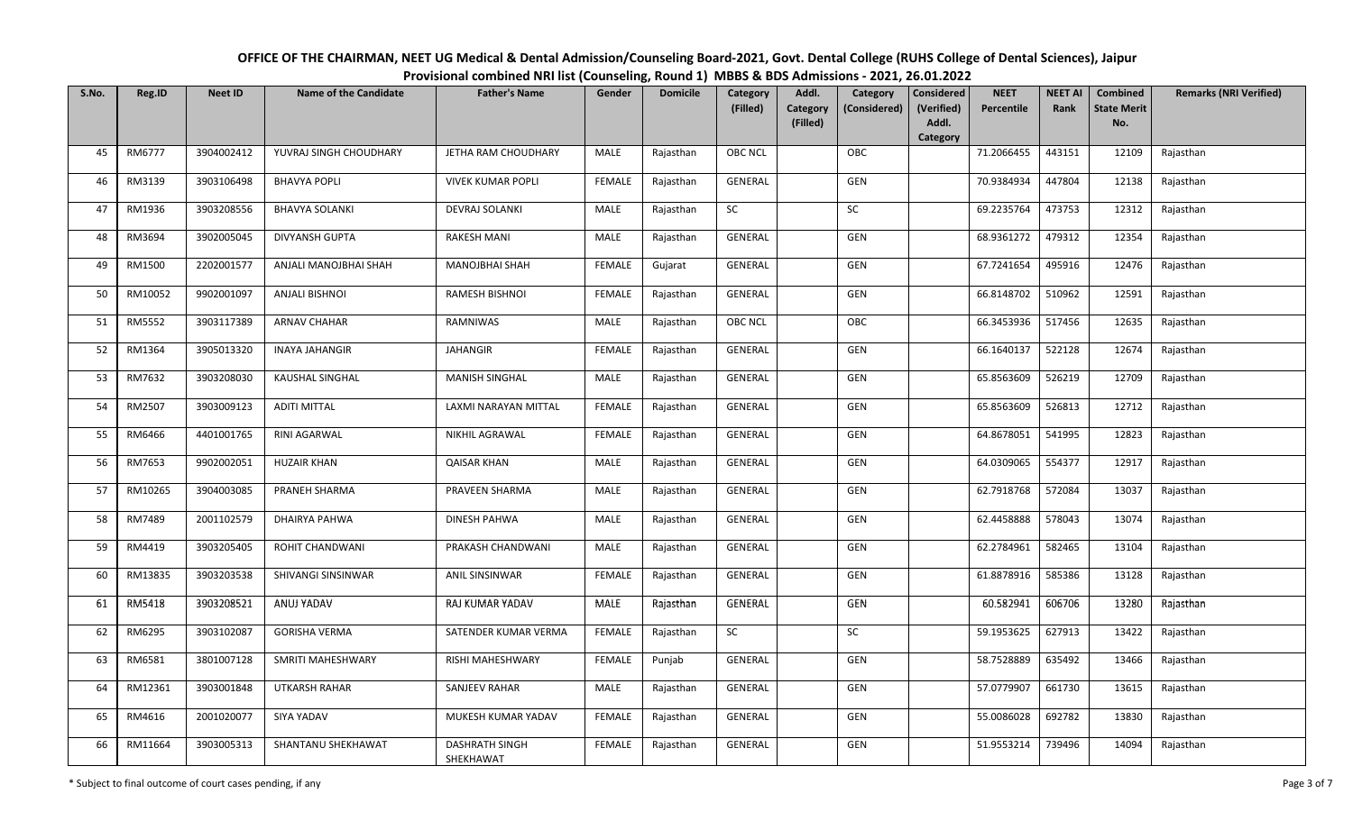**OFFICE OF THE CHAIRMAN, NEET UG Medical & Dental Admission/Counseling Board-2021, Govt. Dental College (RUHS College of Dental Sciences), Jaipur**

**Provisional combined NRI list (Counseling, Round 1) MBBS & BDS Admissions - 2021, 26.01.2022**

| S.No. | Reg.ID | Neet ID | Name of the Candidate | Father's Name | Gender | Domicile | Category (Filled) | Addl. Category (Filled) | Category (Considered) | Considered (Verified) Addl. Category | NEET Percentile | NEET AI Rank | Combined State Merit No. | Remarks (NRI Verified) |
|---|---|---|---|---|---|---|---|---|---|---|---|---|---|---|
| 45 | RM6777 | 3904002412 | YUVRAJ SINGH CHOUDHARY | JETHA RAM CHOUDHARY | MALE | Rajasthan | OBC NCL | | OBC | | 71.2066455 | 443151 | 12109 | Rajasthan |
| 46 | RM3139 | 3903106498 | BHAVYA POPLI | VIVEK KUMAR POPLI | FEMALE | Rajasthan | GENERAL | | GEN | | 70.9384934 | 447804 | 12138 | Rajasthan |
| 47 | RM1936 | 3903208556 | BHAVYA SOLANKI | DEVRAJ SOLANKI | MALE | Rajasthan | SC | | SC | | 69.2235764 | 473753 | 12312 | Rajasthan |
| 48 | RM3694 | 3902005045 | DIVYANSH GUPTA | RAKESH MANI | MALE | Rajasthan | GENERAL | | GEN | | 68.9361272 | 479312 | 12354 | Rajasthan |
| 49 | RM1500 | 2202001577 | ANJALI MANOJBHAI SHAH | MANOJBHAI SHAH | FEMALE | Gujarat | GENERAL | | GEN | | 67.7241654 | 495916 | 12476 | Rajasthan |
| 50 | RM10052 | 9902001097 | ANJALI BISHNOI | RAMESH BISHNOI | FEMALE | Rajasthan | GENERAL | | GEN | | 66.8148702 | 510962 | 12591 | Rajasthan |
| 51 | RM5552 | 3903117389 | ARNAV CHAHAR | RAMNIWAS | MALE | Rajasthan | OBC NCL | | OBC | | 66.3453936 | 517456 | 12635 | Rajasthan |
| 52 | RM1364 | 3905013320 | INAYA JAHANGIR | JAHANGIR | FEMALE | Rajasthan | GENERAL | | GEN | | 66.1640137 | 522128 | 12674 | Rajasthan |
| 53 | RM7632 | 3903208030 | KAUSHAL SINGHAL | MANISH SINGHAL | MALE | Rajasthan | GENERAL | | GEN | | 65.8563609 | 526219 | 12709 | Rajasthan |
| 54 | RM2507 | 3903009123 | ADITI MITTAL | LAXMI NARAYAN MITTAL | FEMALE | Rajasthan | GENERAL | | GEN | | 65.8563609 | 526813 | 12712 | Rajasthan |
| 55 | RM6466 | 4401001765 | RINI AGARWAL | NIKHIL AGRAWAL | FEMALE | Rajasthan | GENERAL | | GEN | | 64.8678051 | 541995 | 12823 | Rajasthan |
| 56 | RM7653 | 9902002051 | HUZAIR KHAN | QAISAR KHAN | MALE | Rajasthan | GENERAL | | GEN | | 64.0309065 | 554377 | 12917 | Rajasthan |
| 57 | RM10265 | 3904003085 | PRANEH SHARMA | PRAVEEN SHARMA | MALE | Rajasthan | GENERAL | | GEN | | 62.7918768 | 572084 | 13037 | Rajasthan |
| 58 | RM7489 | 2001102579 | DHAIRYA PAHWA | DINESH PAHWA | MALE | Rajasthan | GENERAL | | GEN | | 62.4458888 | 578043 | 13074 | Rajasthan |
| 59 | RM4419 | 3903205405 | ROHIT CHANDWANI | PRAKASH CHANDWANI | MALE | Rajasthan | GENERAL | | GEN | | 62.2784961 | 582465 | 13104 | Rajasthan |
| 60 | RM13835 | 3903203538 | SHIVANGI SINSINWAR | ANIL SINSINWAR | FEMALE | Rajasthan | GENERAL | | GEN | | 61.8878916 | 585386 | 13128 | Rajasthan |
| 61 | RM5418 | 3903208521 | ANUJ YADAV | RAJ KUMAR YADAV | MALE | Rajasthan | GENERAL | | GEN | | 60.582941 | 606706 | 13280 | Rajasthan |
| 62 | RM6295 | 3903102087 | GORISHA VERMA | SATENDER KUMAR VERMA | FEMALE | Rajasthan | SC | | SC | | 59.1953625 | 627913 | 13422 | Rajasthan |
| 63 | RM6581 | 3801007128 | SMRITI MAHESHWARY | RISHI MAHESHWARY | FEMALE | Punjab | GENERAL | | GEN | | 58.7528889 | 635492 | 13466 | Rajasthan |
| 64 | RM12361 | 3903001848 | UTKARSH RAHAR | SANJEEV RAHAR | MALE | Rajasthan | GENERAL | | GEN | | 57.0779907 | 661730 | 13615 | Rajasthan |
| 65 | RM4616 | 2001020077 | SIYA YADAV | MUKESH KUMAR YADAV | FEMALE | Rajasthan | GENERAL | | GEN | | 55.0086028 | 692782 | 13830 | Rajasthan |
| 66 | RM11664 | 3903005313 | SHANTANU SHEKHAWAT | DASHRATH SINGH SHEKHAWAT | FEMALE | Rajasthan | GENERAL | | GEN | | 51.9553214 | 739496 | 14094 | Rajasthan |

\* Subject to final outcome of court cases pending, if any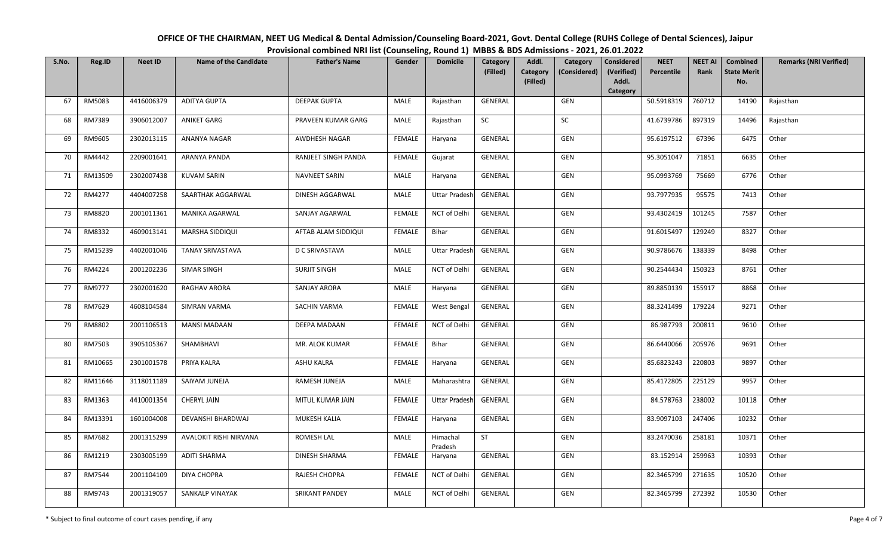**OFFICE OF THE CHAIRMAN, NEET UG Medical & Dental Admission/Counseling Board-2021, Govt. Dental College (RUHS College of Dental Sciences), Jaipur**

**Provisional combined NRI list (Counseling, Round 1) MBBS & BDS Admissions - 2021, 26.01.2022**

| S.No. | Reg.ID | Neet ID | Name of the Candidate | Father's Name | Gender | Domicile | Category (Filled) | Addl. Category (Filled) | Category (Considered) | Considered (Verified) Addl. Category | NEET Percentile | NEET AI Rank | Combined State Merit No. | Remarks (NRI Verified) |
|---|---|---|---|---|---|---|---|---|---|---|---|---|---|---|
| 67 | RM5083 | 4416006379 | ADITYA GUPTA | DEEPAK GUPTA | MALE | Rajasthan | GENERAL | | GEN | | 50.5918319 | 760712 | 14190 | Rajasthan |
| 68 | RM7389 | 3906012007 | ANIKET GARG | PRAVEEN KUMAR GARG | MALE | Rajasthan | SC | | SC | | 41.6739786 | 897319 | 14496 | Rajasthan |
| 69 | RM9605 | 2302013115 | ANANYA NAGAR | AWDHESH NAGAR | FEMALE | Haryana | GENERAL | | GEN | | 95.6197512 | 67396 | 6475 | Other |
| 70 | RM4442 | 2209001641 | ARANYA PANDA | RANJEET SINGH PANDA | FEMALE | Gujarat | GENERAL | | GEN | | 95.3051047 | 71851 | 6635 | Other |
| 71 | RM13509 | 2302007438 | KUVAM SARIN | NAVNEET SARIN | MALE | Haryana | GENERAL | | GEN | | 95.0993769 | 75669 | 6776 | Other |
| 72 | RM4277 | 4404007258 | SAARTHAK AGGARWAL | DINESH AGGARWAL | MALE | Uttar Pradesh | GENERAL | | GEN | | 93.7977935 | 95575 | 7413 | Other |
| 73 | RM8820 | 2001011361 | MANIKA AGARWAL | SANJAY AGARWAL | FEMALE | NCT of Delhi | GENERAL | | GEN | | 93.4302419 | 101245 | 7587 | Other |
| 74 | RM8332 | 4609013141 | MARSHA SIDDIQUI | AFTAB ALAM SIDDIQUI | FEMALE | Bihar | GENERAL | | GEN | | 91.6015497 | 129249 | 8327 | Other |
| 75 | RM15239 | 4402001046 | TANAY SRIVASTAVA | D C SRIVASTAVA | MALE | Uttar Pradesh | GENERAL | | GEN | | 90.9786676 | 138339 | 8498 | Other |
| 76 | RM4224 | 2001202236 | SIMAR SINGH | SURJIT SINGH | MALE | NCT of Delhi | GENERAL | | GEN | | 90.2544434 | 150323 | 8761 | Other |
| 77 | RM9777 | 2302001620 | RAGHAV ARORA | SANJAY ARORA | MALE | Haryana | GENERAL | | GEN | | 89.8850139 | 155917 | 8868 | Other |
| 78 | RM7629 | 4608104584 | SIMRAN VARMA | SACHIN VARMA | FEMALE | West Bengal | GENERAL | | GEN | | 88.3241499 | 179224 | 9271 | Other |
| 79 | RM8802 | 2001106513 | MANSI MADAAN | DEEPA MADAAN | FEMALE | NCT of Delhi | GENERAL | | GEN | | 86.987793 | 200811 | 9610 | Other |
| 80 | RM7503 | 3905105367 | SHAMBHAVI | MR. ALOK KUMAR | FEMALE | Bihar | GENERAL | | GEN | | 86.6440066 | 205976 | 9691 | Other |
| 81 | RM10665 | 2301001578 | PRIYA KALRA | ASHU KALRA | FEMALE | Haryana | GENERAL | | GEN | | 85.6823243 | 220803 | 9897 | Other |
| 82 | RM11646 | 3118011189 | SAIYAM JUNEJA | RAMESH JUNEJA | MALE | Maharashtra | GENERAL | | GEN | | 85.4172805 | 225129 | 9957 | Other |
| 83 | RM1363 | 4410001354 | CHERYL JAIN | MITUL KUMAR JAIN | FEMALE | Uttar Pradesh | GENERAL | | GEN | | 84.578763 | 238002 | 10118 | Other |
| 84 | RM13391 | 1601004008 | DEVANSHI BHARDWAJ | MUKESH KALIA | FEMALE | Haryana | GENERAL | | GEN | | 83.9097103 | 247406 | 10232 | Other |
| 85 | RM7682 | 2001315299 | AVALOKIT RISHI NIRVANA | ROMESH LAL | MALE | Himachal Pradesh | ST | | GEN | | 83.2470036 | 258181 | 10371 | Other |
| 86 | RM1219 | 2303005199 | ADITI SHARMA | DINESH SHARMA | FEMALE | Haryana | GENERAL | | GEN | | 83.152914 | 259963 | 10393 | Other |
| 87 | RM7544 | 2001104109 | DIYA CHOPRA | RAJESH CHOPRA | FEMALE | NCT of Delhi | GENERAL | | GEN | | 82.3465799 | 271635 | 10520 | Other |
| 88 | RM9743 | 2001319057 | SANKALP VINAYAK | SRIKANT PANDEY | MALE | NCT of Delhi | GENERAL | | GEN | | 82.3465799 | 272392 | 10530 | Other |

\* Subject to final outcome of court cases pending, if any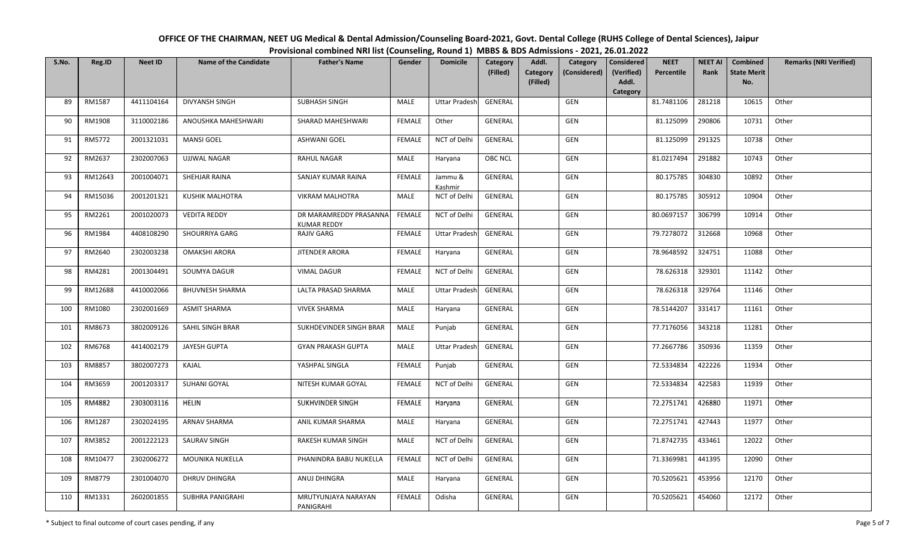# OFFICE OF THE CHAIRMAN, NEET UG Medical & Dental Admission/Counseling Board-2021, Govt. Dental College (RUHS College of Dental Sciences), Jaipur

## Provisional combined NRI list (Counseling, Round 1) MBBS & BDS Admissions - 2021, 26.01.2022

| S.No. | Reg.ID | Neet ID | Name of the Candidate | Father's Name | Gender | Domicile | Category (Filled) | Addl. Category (Filled) | Category (Considered) | Considered (Verified) Addl. Category | NEET Percentile | NEET AI Rank | Combined State Merit No. | Remarks (NRI Verified) |
|---|---|---|---|---|---|---|---|---|---|---|---|---|---|---|
| 89 | RM1587 | 4411104164 | DIVYANSH SINGH | SUBHASH SINGH | MALE | Uttar Pradesh | GENERAL | | GEN | | 81.7481106 | 281218 | 10615 | Other |
| 90 | RM1908 | 3110002186 | ANOUSHKA MAHESHWARI | SHARAD MAHESHWARI | FEMALE | Other | GENERAL | | GEN | | 81.125099 | 290806 | 10731 | Other |
| 91 | RM5772 | 2001321031 | MANSI GOEL | ASHWANI GOEL | FEMALE | NCT of Delhi | GENERAL | | GEN | | 81.125099 | 291325 | 10738 | Other |
| 92 | RM2637 | 2302007063 | UJJWAL NAGAR | RAHUL NAGAR | MALE | Haryana | OBC NCL | | GEN | | 81.0217494 | 291882 | 10743 | Other |
| 93 | RM12643 | 2001004071 | SHEHJAR RAINA | SANJAY KUMAR RAINA | FEMALE | Jammu & Kashmir | GENERAL | | GEN | | 80.175785 | 304830 | 10892 | Other |
| 94 | RM15036 | 2001201321 | KUSHIK MALHOTRA | VIKRAM MALHOTRA | MALE | NCT of Delhi | GENERAL | | GEN | | 80.175785 | 305912 | 10904 | Other |
| 95 | RM2261 | 2001020073 | VEDITA REDDY | DR MARAMREDDY PRASANNA KUMAR REDDY | FEMALE | NCT of Delhi | GENERAL | | GEN | | 80.0697157 | 306799 | 10914 | Other |
| 96 | RM1984 | 4408108290 | SHOURRIYA GARG | RAJIV GARG | FEMALE | Uttar Pradesh | GENERAL | | GEN | | 79.7278072 | 312668 | 10968 | Other |
| 97 | RM2640 | 2302003238 | OMAKSHI ARORA | JITENDER ARORA | FEMALE | Haryana | GENERAL | | GEN | | 78.9648592 | 324751 | 11088 | Other |
| 98 | RM4281 | 2001304491 | SOUMYA DAGUR | VIMAL DAGUR | FEMALE | NCT of Delhi | GENERAL | | GEN | | 78.626318 | 329301 | 11142 | Other |
| 99 | RM12688 | 4410002066 | BHUVNESH SHARMA | LALTA PRASAD SHARMA | MALE | Uttar Pradesh | GENERAL | | GEN | | 78.626318 | 329764 | 11146 | Other |
| 100 | RM1080 | 2302001669 | ASMIT SHARMA | VIVEK SHARMA | MALE | Haryana | GENERAL | | GEN | | 78.5144207 | 331417 | 11161 | Other |
| 101 | RM8673 | 3802009126 | SAHIL SINGH BRAR | SUKHDEVINDER SINGH BRAR | MALE | Punjab | GENERAL | | GEN | | 77.7176056 | 343218 | 11281 | Other |
| 102 | RM6768 | 4414002179 | JAYESH GUPTA | GYAN PRAKASH GUPTA | MALE | Uttar Pradesh | GENERAL | | GEN | | 77.2667786 | 350936 | 11359 | Other |
| 103 | RM8857 | 3802007273 | KAJAL | YASHPAL SINGLA | FEMALE | Punjab | GENERAL | | GEN | | 72.5334834 | 422226 | 11934 | Other |
| 104 | RM3659 | 2001203317 | SUHANI GOYAL | NITESH KUMAR GOYAL | FEMALE | NCT of Delhi | GENERAL | | GEN | | 72.5334834 | 422583 | 11939 | Other |
| 105 | RM4882 | 2303003116 | HELIN | SUKHVINDER SINGH | FEMALE | Haryana | GENERAL | | GEN | | 72.2751741 | 426880 | 11971 | Other |
| 106 | RM1287 | 2302024195 | ARNAV SHARMA | ANIL KUMAR SHARMA | MALE | Haryana | GENERAL | | GEN | | 72.2751741 | 427443 | 11977 | Other |
| 107 | RM3852 | 2001222123 | SAURAV SINGH | RAKESH KUMAR SINGH | MALE | NCT of Delhi | GENERAL | | GEN | | 71.8742735 | 433461 | 12022 | Other |
| 108 | RM10477 | 2302006272 | MOUNIKA NUKELLA | PHANINDRA BABU NUKELLA | FEMALE | NCT of Delhi | GENERAL | | GEN | | 71.3369981 | 441395 | 12090 | Other |
| 109 | RM8779 | 2301004070 | DHRUV DHINGRA | ANUJ DHINGRA | MALE | Haryana | GENERAL | | GEN | | 70.5205621 | 453956 | 12170 | Other |
| 110 | RM1331 | 2602001855 | SUBHRA PANIGRAHI | MRUTYUNJAYA NARAYAN PANIGRAHI | FEMALE | Odisha | GENERAL | | GEN | | 70.5205621 | 454060 | 12172 | Other |

\* Subject to final outcome of court cases pending, if any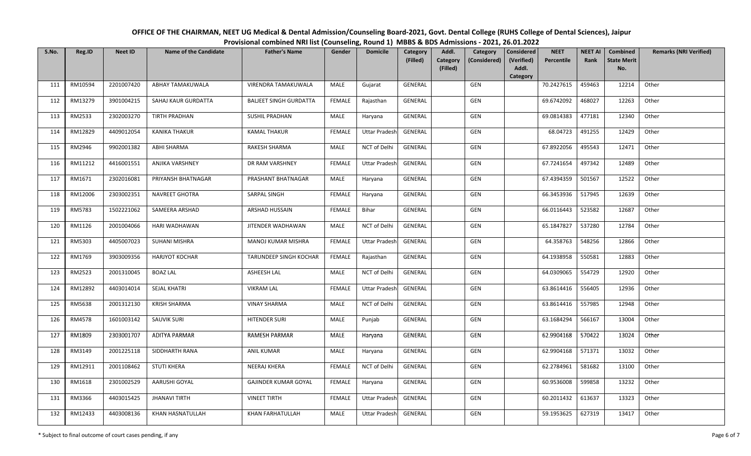**OFFICE OF THE CHAIRMAN, NEET UG Medical & Dental Admission/Counseling Board-2021, Govt. Dental College (RUHS College of Dental Sciences), Jaipur**

**Provisional combined NRI list (Counseling, Round 1) MBBS & BDS Admissions - 2021, 26.01.2022**

| S.No. | Reg.ID | Neet ID | Name of the Candidate | Father's Name | Gender | Domicile | Category (Filled) | Addl. Category (Filled) | Category (Considered) | Considered (Verified) Addl. Category | NEET Percentile | NEET AI Rank | Combined State Merit No. | Remarks (NRI Verified) |
|---|---|---|---|---|---|---|---|---|---|---|---|---|---|---|
| 111 | RM10594 | 2201007420 | ABHAY TAMAKUWALA | VIRENDRA TAMAKUWALA | MALE | Gujarat | GENERAL | | GEN | | 70.2427615 | 459463 | 12214 | Other |
| 112 | RM13279 | 3901004215 | SAHAJ KAUR GURDATTA | BALJEET SINGH GURDATTA | FEMALE | Rajasthan | GENERAL | | GEN | | 69.6742092 | 468027 | 12263 | Other |
| 113 | RM2533 | 2302003270 | TIRTH PRADHAN | SUSHIL PRADHAN | MALE | Haryana | GENERAL | | GEN | | 69.0814383 | 477181 | 12340 | Other |
| 114 | RM12829 | 4409012054 | KANIKA THAKUR | KAMAL THAKUR | FEMALE | Uttar Pradesh | GENERAL | | GEN | | 68.04723 | 491255 | 12429 | Other |
| 115 | RM2946 | 9902001382 | ABHI SHARMA | RAKESH SHARMA | MALE | NCT of Delhi | GENERAL | | GEN | | 67.8922056 | 495543 | 12471 | Other |
| 116 | RM11212 | 4416001551 | ANJIKA VARSHNEY | DR RAM VARSHNEY | FEMALE | Uttar Pradesh | GENERAL | | GEN | | 67.7241654 | 497342 | 12489 | Other |
| 117 | RM1671 | 2302016081 | PRIYANSH BHATNAGAR | PRASHANT BHATNAGAR | MALE | Haryana | GENERAL | | GEN | | 67.4394359 | 501567 | 12522 | Other |
| 118 | RM12006 | 2303002351 | NAVREET GHOTRA | SARPAL SINGH | FEMALE | Haryana | GENERAL | | GEN | | 66.3453936 | 517945 | 12639 | Other |
| 119 | RM5783 | 1502221062 | SAMEERA ARSHAD | ARSHAD HUSSAIN | FEMALE | Bihar | GENERAL | | GEN | | 66.0116443 | 523582 | 12687 | Other |
| 120 | RM1126 | 2001004066 | HARI WADHAWAN | JITENDER WADHAWAN | MALE | NCT of Delhi | GENERAL | | GEN | | 65.1847827 | 537280 | 12784 | Other |
| 121 | RM5303 | 4405007023 | SUHANI MISHRA | MANOJ KUMAR MISHRA | FEMALE | Uttar Pradesh | GENERAL | | GEN | | 64.358763 | 548256 | 12866 | Other |
| 122 | RM1769 | 3903009356 | HARJYOT KOCHAR | TARUNDEEP SINGH KOCHAR | FEMALE | Rajasthan | GENERAL | | GEN | | 64.1938958 | 550581 | 12883 | Other |
| 123 | RM2523 | 2001310045 | BOAZ LAL | ASHEESH LAL | MALE | NCT of Delhi | GENERAL | | GEN | | 64.0309065 | 554729 | 12920 | Other |
| 124 | RM12892 | 4403014014 | SEJAL KHATRI | VIKRAM LAL | FEMALE | Uttar Pradesh | GENERAL | | GEN | | 63.8614416 | 556405 | 12936 | Other |
| 125 | RM5638 | 2001312130 | KRISH SHARMA | VINAY SHARMA | MALE | NCT of Delhi | GENERAL | | GEN | | 63.8614416 | 557985 | 12948 | Other |
| 126 | RM4578 | 1601003142 | SAUVIK SURI | HITENDER SURI | MALE | Punjab | GENERAL | | GEN | | 63.1684294 | 566167 | 13004 | Other |
| 127 | RM1809 | 2303001707 | ADITYA PARMAR | RAMESH PARMAR | MALE | Haryana | GENERAL | | GEN | | 62.9904168 | 570422 | 13024 | Other |
| 128 | RM3149 | 2001225118 | SIDDHARTH RANA | ANIL KUMAR | MALE | Haryana | GENERAL | | GEN | | 62.9904168 | 571371 | 13032 | Other |
| 129 | RM12911 | 2001108462 | STUTI KHERA | NEERAJ KHERA | FEMALE | NCT of Delhi | GENERAL | | GEN | | 62.2784961 | 581682 | 13100 | Other |
| 130 | RM1618 | 2301002529 | AARUSHI GOYAL | GAJINDER KUMAR GOYAL | FEMALE | Haryana | GENERAL | | GEN | | 60.9536008 | 599858 | 13232 | Other |
| 131 | RM3366 | 4403015425 | JHANAVI TIRTH | VINEET TIRTH | FEMALE | Uttar Pradesh | GENERAL | | GEN | | 60.2011432 | 613637 | 13323 | Other |
| 132 | RM12433 | 4403008136 | KHAN HASNATULLAH | KHAN FARHATULLAH | MALE | Uttar Pradesh | GENERAL | | GEN | | 59.1953625 | 627319 | 13417 | Other |

\* Subject to final outcome of court cases pending, if any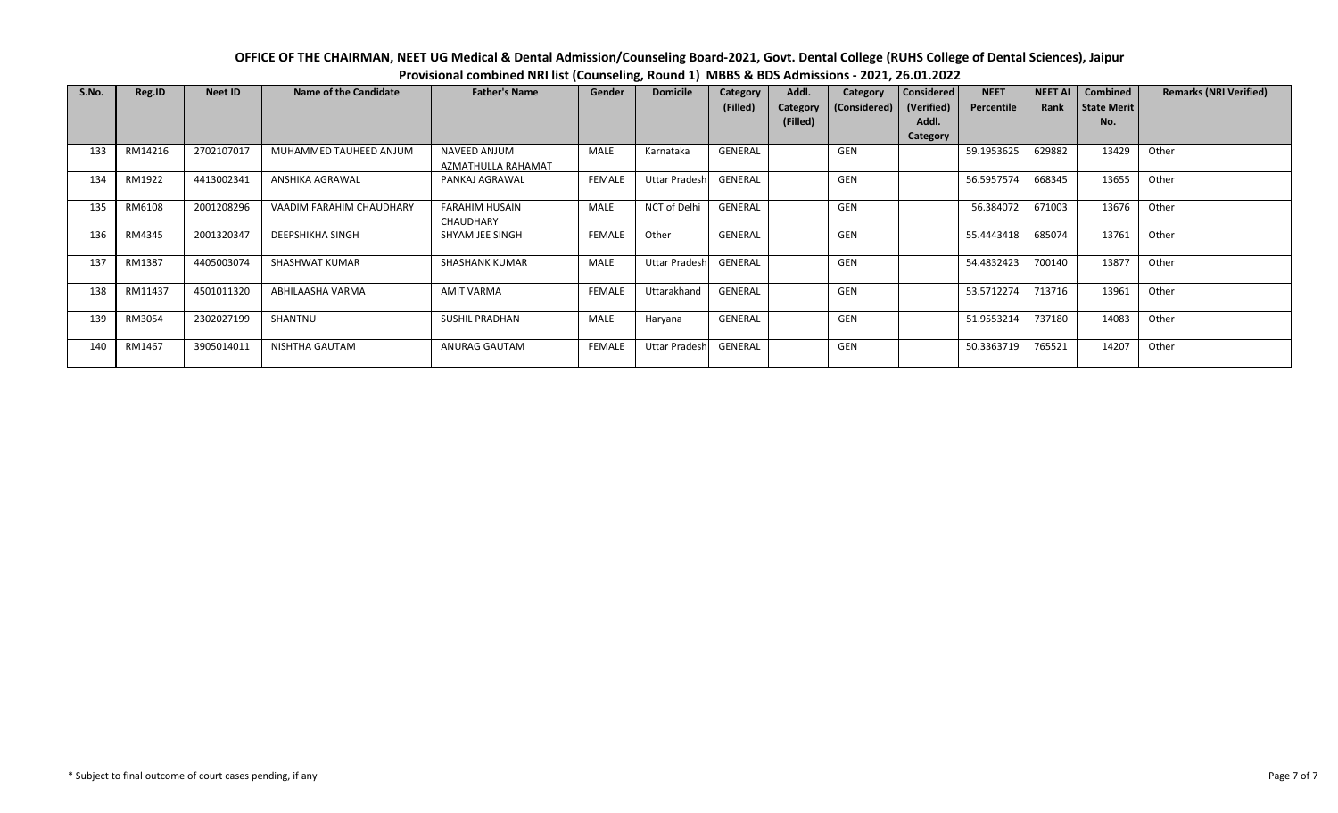**OFFICE OF THE CHAIRMAN, NEET UG Medical & Dental Admission/Counseling Board-2021, Govt. Dental College (RUHS College of Dental Sciences), Jaipur**

**Provisional combined NRI list (Counseling, Round 1) MBBS & BDS Admissions - 2021, 26.01.2022**

| S.No. | Reg.ID | Neet ID | Name of the Candidate | Father's Name | Gender | Domicile | Category (Filled) | Addl. Category (Filled) | Category (Considered) | Considered (Verified) Addl. Category | NEET Percentile | NEET AI Rank | Combined State Merit No. | Remarks (NRI Verified) |
|---|---|---|---|---|---|---|---|---|---|---|---|---|---|---|
| 133 | RM14216 | 2702107017 | MUHAMMED TAUHEED ANJUM | NAVEED ANJUM AZMATHULLA RAHAMAT | MALE | Karnataka | GENERAL | | GEN | | 59.1953625 | 629882 | 13429 | Other |
| 134 | RM1922 | 4413002341 | ANSHIKA AGRAWAL | PANKAJ AGRAWAL | FEMALE | Uttar Pradesh | GENERAL | | GEN | | 56.5957574 | 668345 | 13655 | Other |
| 135 | RM6108 | 2001208296 | VAADIM FARAHIM CHAUDHARY | FARAHIM HUSAIN CHAUDHARY | MALE | NCT of Delhi | GENERAL | | GEN | | 56.384072 | 671003 | 13676 | Other |
| 136 | RM4345 | 2001320347 | DEEPSHIKHA SINGH | SHYAM JEE SINGH | FEMALE | Other | GENERAL | | GEN | | 55.4443418 | 685074 | 13761 | Other |
| 137 | RM1387 | 4405003074 | SHASHWAT KUMAR | SHASHANK KUMAR | MALE | Uttar Pradesh | GENERAL | | GEN | | 54.4832423 | 700140 | 13877 | Other |
| 138 | RM11437 | 4501011320 | ABHILAASHA VARMA | AMIT VARMA | FEMALE | Uttarakhand | GENERAL | | GEN | | 53.5712274 | 713716 | 13961 | Other |
| 139 | RM3054 | 2302027199 | SHANTNU | SUSHIL PRADHAN | MALE | Haryana | GENERAL | | GEN | | 51.9553214 | 737180 | 14083 | Other |
| 140 | RM1467 | 3905014011 | NISHTHA GAUTAM | ANURAG GAUTAM | FEMALE | Uttar Pradesh | GENERAL | | GEN | | 50.3363719 | 765521 | 14207 | Other |

\* Subject to final outcome of court cases pending, if any